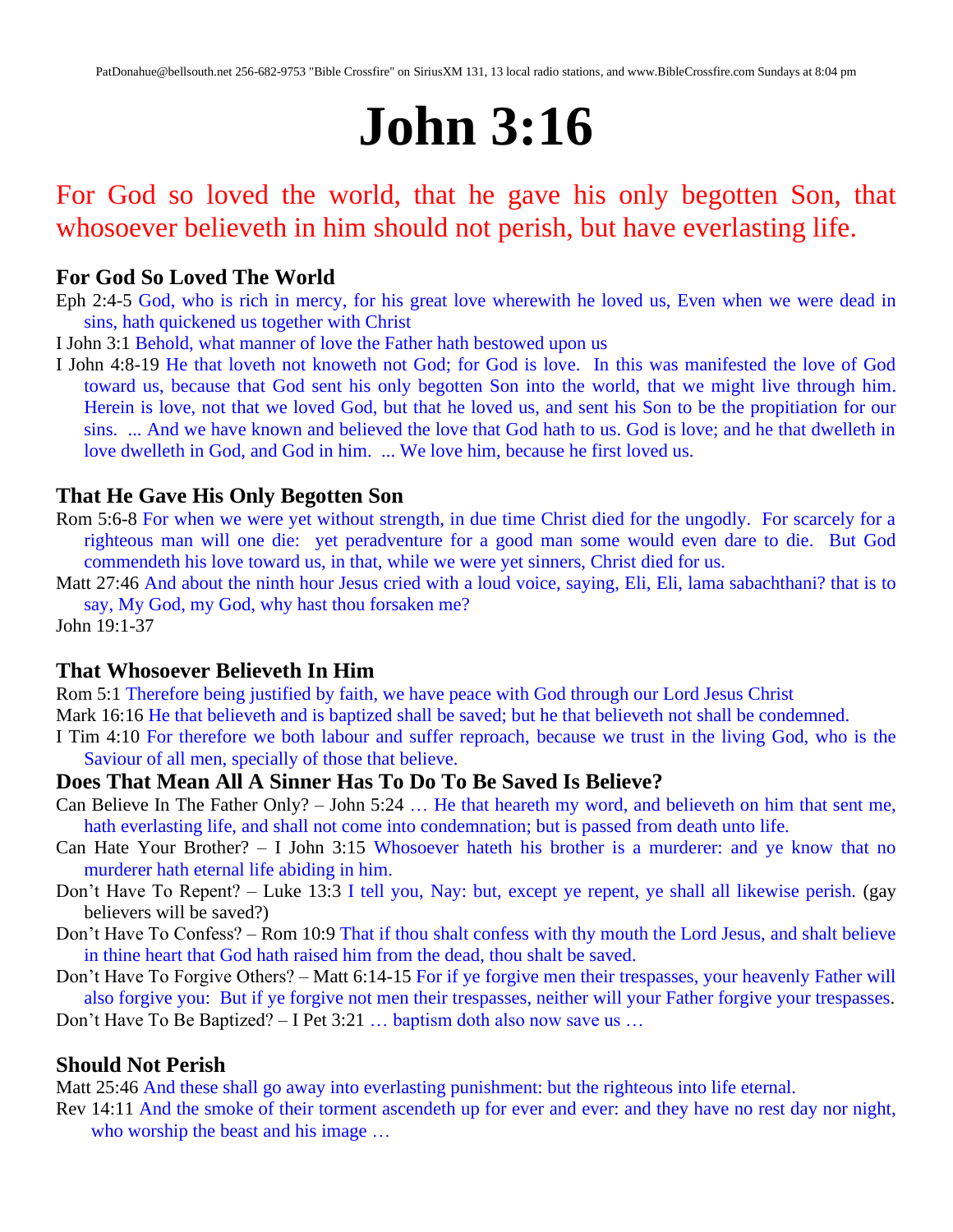# John 3:16

For God so loved the world, that he gave his only begotten Son, that whosoever believeth in him should not perish, but have everlasting life.

### For God So Loved The World

Eph 2:4-5 God, who is rich in mercy, for his great love wherewith he loved us, Even when we were dead in sins, hath quickened us together with Christ

I John 3:1 Behold, what manner of love the Father hath bestowed upon us

I John 4:8-19 He that loveth not knoweth not God; for God is love. In this was manifested the love of God toward us, because that God sent his only begotten Son into the world, that we might live through him. Herein is love, not that we loved God, but that he loved us, and sent his Son to be the propitiation for our sins. ... And we have known and believed the love that God hath to us. God is love; and he that dwelleth in love dwelleth in God, and God in him. ... We love him, because he first loved us.

### That He Gave His Only Begotten Son

Rom 5:6-8 For when we were yet without strength, in due time Christ died for the ungodly. For scarcely for a righteous man will one die: yet peradventure for a good man some would even dare to die. But God commendeth his love toward us, in that, while we were yet sinners, Christ died for us.

Matt 27:46 And about the ninth hour Jesus cried with a loud voice, saying, Eli, Eli, lama sabachthani? that is to say, My God, my God, why hast thou forsaken me?

John 19:1-37

### That Whosoever Believeth In Him

Rom 5:1 Therefore being justified by faith, we have peace with God through our Lord Jesus Christ

Mark 16:16 He that believeth and is baptized shall be saved; but he that believeth not shall be condemned.

I Tim 4:10 For therefore we both labour and suffer reproach, because we trust in the living God, who is the Saviour of all men, specially of those that believe.

### Does That Mean All A Sinner Has To Do To Be Saved Is Believe?

Can Believe In The Father Only? – John 5:24 … He that heareth my word, and believeth on him that sent me, hath everlasting life, and shall not come into condemnation; but is passed from death unto life.

Can Hate Your Brother? – I John 3:15 Whosoever hateth his brother is a murderer: and ye know that no murderer hath eternal life abiding in him.

Don't Have To Repent? – Luke 13:3 I tell you, Nay: but, except ye repent, ye shall all likewise perish. (gay believers will be saved?)

Don't Have To Confess? – Rom 10:9 That if thou shalt confess with thy mouth the Lord Jesus, and shalt believe in thine heart that God hath raised him from the dead, thou shalt be saved.

Don't Have To Forgive Others? – Matt 6:14-15 For if ye forgive men their trespasses, your heavenly Father will also forgive you: But if ye forgive not men their trespasses, neither will your Father forgive your trespasses.

Don't Have To Be Baptized? – I Pet 3:21 … baptism doth also now save us …

### Should Not Perish

Matt 25:46 And these shall go away into everlasting punishment: but the righteous into life eternal.

Rev 14:11 And the smoke of their torment ascendeth up for ever and ever: and they have no rest day nor night, who worship the beast and his image …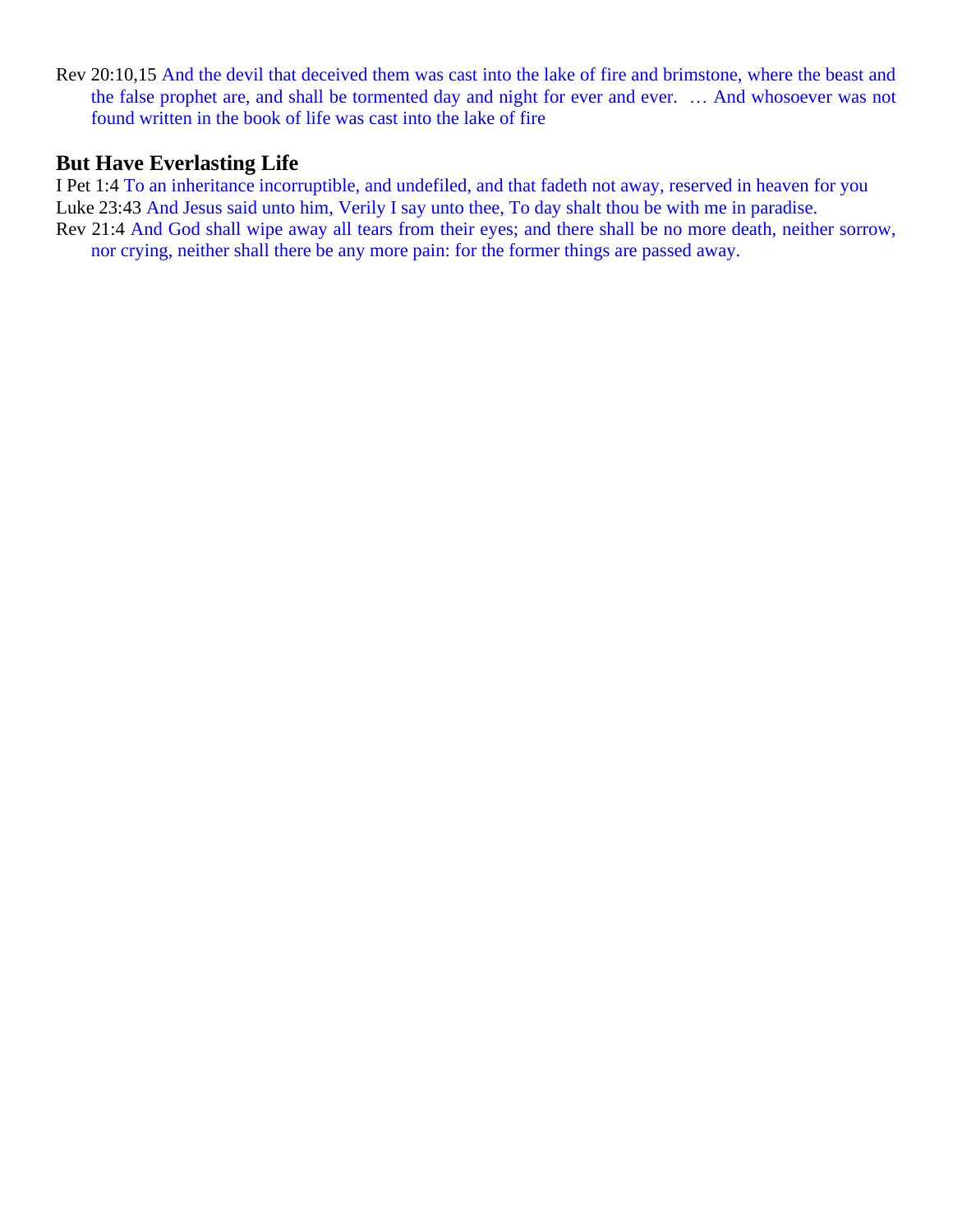Rev 20:10,15 And the devil that deceived them was cast into the lake of fire and brimstone, where the beast and the false prophet are, and shall be tormented day and night for ever and ever. … And whosoever was not found written in the book of life was cast into the lake of fire

## But Have Everlasting Life

I Pet 1:4 To an inheritance incorruptible, and undefiled, and that fadeth not away, reserved in heaven for you

Luke 23:43 And Jesus said unto him, Verily I say unto thee, To day shalt thou be with me in paradise.

Rev 21:4 And God shall wipe away all tears from their eyes; and there shall be no more death, neither sorrow, nor crying, neither shall there be any more pain: for the former things are passed away.